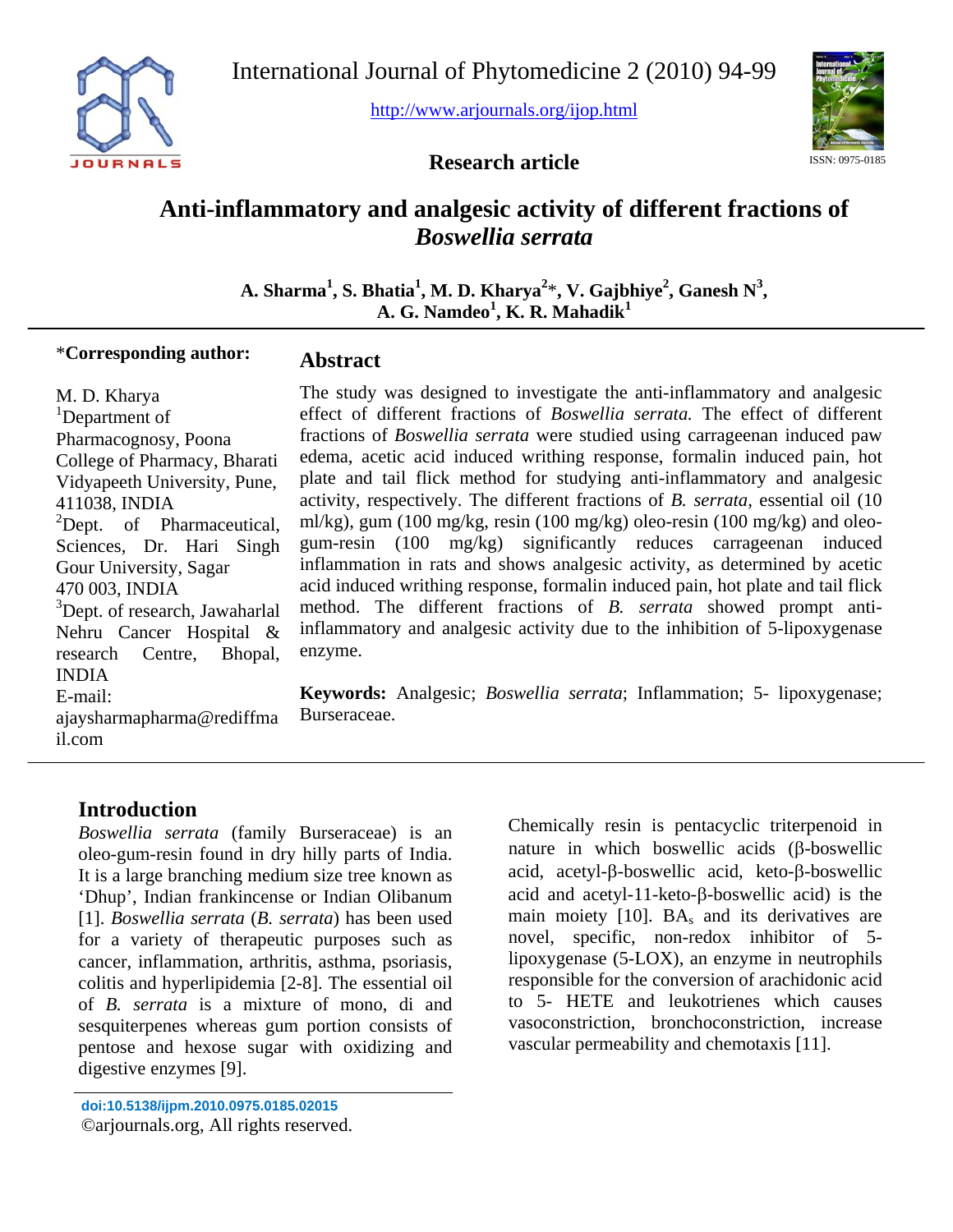Research article

# Anti-inflammatory and analgesic activity of different fractions of *Boswellia serrata*

**A. Sharma[1], S. Bhatia[1], M. D. Kharya[2]*, V. Gajbhiye[2], Ganesh N[3], A. G. Namdeo[1], K. R. Mahadik[1]**

*__Corresponding author:__

M. D. Kharya
[1]Department of Pharmacognosy, Poona College of Pharmacy, Bharati Vidyapeeth University, Pune, 411038, INDIA
[2]Dept. of Pharmaceutical, Sciences, Dr. Hari Singh Gour University, Sagar 470 003, INDIA
[3]Dept. of research, Jawaharlal Nehru Cancer Hospital & research Centre, Bhopal, INDIA
E-mail: ajaysharmapharma@rediffmail.com

## Abstract

The study was designed to investigate the anti-inflammatory and analgesic effect of different fractions of *Boswellia serrata.* The effect of different fractions of *Boswellia serrata* were studied using carrageenan induced paw edema, acetic acid induced writhing response, formalin induced pain, hot plate and tail flick method for studying anti-inflammatory and analgesic activity, respectively. The different fractions of *B. serrata*, essential oil (10 ml/kg), gum (100 mg/kg, resin (100 mg/kg) oleo-resin (100 mg/kg) and oleo-gum-resin (100 mg/kg) significantly reduces carrageenan induced inflammation in rats and shows analgesic activity, as determined by acetic acid induced writhing response, formalin induced pain, hot plate and tail flick method. The different fractions of *B. serrata* showed prompt anti-inflammatory and analgesic activity due to the inhibition of 5-lipoxygenase enzyme.

**Keywords:** Analgesic; *Boswellia serrata*; Inflammation; 5- lipoxygenase; Burseraceae.

## Introduction

*Boswellia serrata* (family Burseraceae) is an oleo-gum-resin found in dry hilly parts of India. It is a large branching medium size tree known as 'Dhup', Indian frankincense or Indian Olibanum [1]. *Boswellia serrata* (*B. serrata*) has been used for a variety of therapeutic purposes such as cancer, inflammation, arthritis, asthma, psoriasis, colitis and hyperlipidemia [2-8]. The essential oil of *B. serrata* is a mixture of mono, di and sesquiterpenes whereas gum portion consists of pentose and hexose sugar with oxidizing and digestive enzymes [9].

Chemically resin is pentacyclic triterpenoid in nature in which boswellic acids (β-boswellic acid, acetyl-β-boswellic acid, keto-β-boswellic acid and acetyl-11-keto-β-boswellic acid) is the main moiety [10]. $BA_s$ and its derivatives are novel, specific, non-redox inhibitor of 5-lipoxygenase (5-LOX), an enzyme in neutrophils responsible for the conversion of arachidonic acid to 5- HETE and leukotrienes which causes vasoconstriction, bronchoconstriction, increase vascular permeability and chemotaxis [11].

doi:10.5138/ijpm.2010.0975.0185.02015
©arjournals.org, All rights reserved.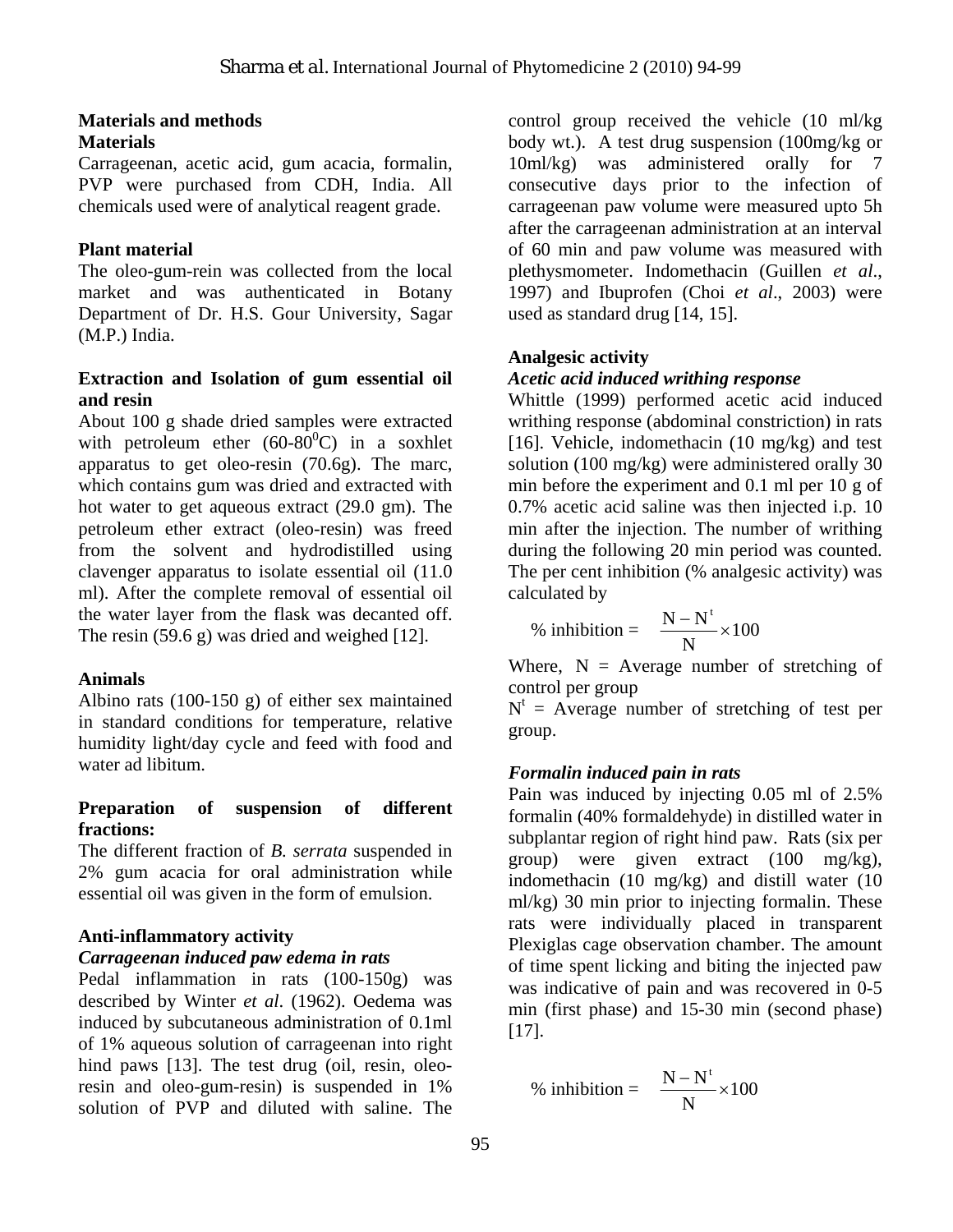## Materials and methods

### Materials

Carrageenan, acetic acid, gum acacia, formalin, PVP were purchased from CDH, India. All chemicals used were of analytical reagent grade.

### Plant material

The oleo-gum-rein was collected from the local market and was authenticated in Botany Department of Dr. H.S. Gour University, Sagar (M.P.) India.

### Extraction and Isolation of gum essential oil and resin

About 100 g shade dried samples were extracted with petroleum ether (60-80$^0$C) in a soxhlet apparatus to get oleo-resin (70.6g). The marc, which contains gum was dried and extracted with hot water to get aqueous extract (29.0 gm). The petroleum ether extract (oleo-resin) was freed from the solvent and hydrodistilled using clavenger apparatus to isolate essential oil (11.0 ml). After the complete removal of essential oil the water layer from the flask was decanted off. The resin (59.6 g) was dried and weighed [12].

### Animals

Albino rats (100-150 g) of either sex maintained in standard conditions for temperature, relative humidity light/day cycle and feed with food and water ad libitum.

### Preparation of suspension of different fractions:

The different fraction of *B. serrata* suspended in 2% gum acacia for oral administration while essential oil was given in the form of emulsion.

### Anti-inflammatory activity

#### *Carrageenan induced paw edema in rats*

Pedal inflammation in rats (100-150g) was described by Winter *et al*. (1962). Oedema was induced by subcutaneous administration of 0.1ml of 1% aqueous solution of carrageenan into right hind paws [13]. The test drug (oil, resin, oleo-resin and oleo-gum-resin) is suspended in 1% solution of PVP and diluted with saline. The control group received the vehicle (10 ml/kg body wt.). A test drug suspension (100mg/kg or 10ml/kg) was administered orally for 7 consecutive days prior to the infection of carrageenan paw volume were measured upto 5h after the carrageenan administration at an interval of 60 min and paw volume was measured with plethysmometer. Indomethacin (Guillen *et al*., 1997) and Ibuprofen (Choi *et al*., 2003) were used as standard drug [14, 15].

### Analgesic activity

#### *Acetic acid induced writhing response*

Whittle (1999) performed acetic acid induced writhing response (abdominal constriction) in rats [16]. Vehicle, indomethacin (10 mg/kg) and test solution (100 mg/kg) were administered orally 30 min before the experiment and 0.1 ml per 10 g of 0.7% acetic acid saline was then injected i.p. 10 min after the injection. The number of writhing during the following 20 min period was counted. The per cent inhibition (% analgesic activity) was calculated by

$$\% \text{ inhibition} = \frac{N - N^t}{N} \times 100$$

Where, N = Average number of stretching of control per group

$N^t$ = Average number of stretching of test per group.

#### *Formalin induced pain in rats*

Pain was induced by injecting 0.05 ml of 2.5% formalin (40% formaldehyde) in distilled water in subplantar region of right hind paw. Rats (six per group) were given extract (100 mg/kg), indomethacin (10 mg/kg) and distill water (10 ml/kg) 30 min prior to injecting formalin. These rats were individually placed in transparent Plexiglas cage observation chamber. The amount of time spent licking and biting the injected paw was indicative of pain and was recovered in 0-5 min (first phase) and 15-30 min (second phase) [17].

$$\% \text{ inhibition} = \frac{N - N^t}{N} \times 100$$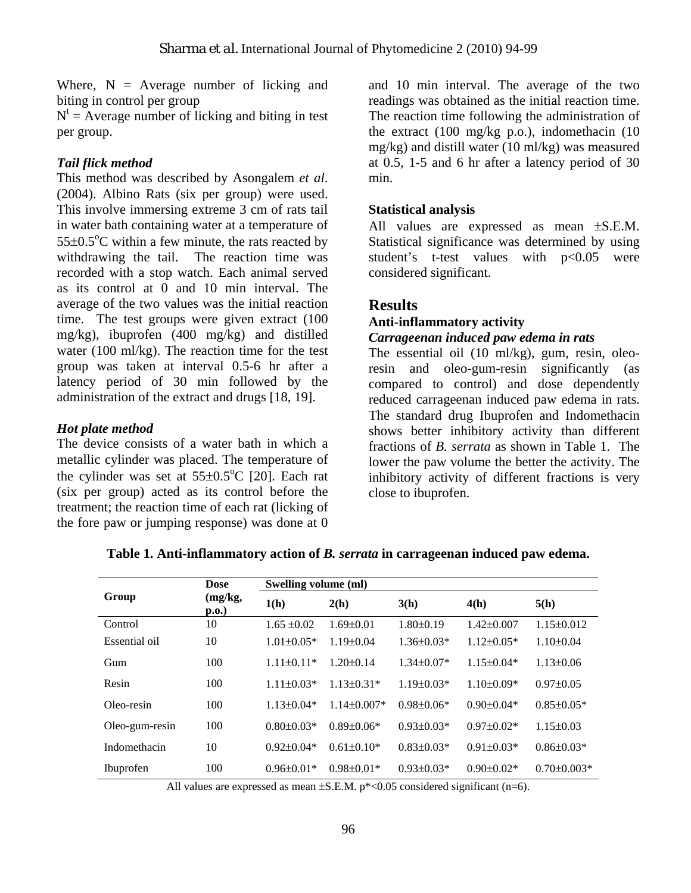Where, N = Average number of licking and biting in control per group

$N^t$ = Average number of licking and biting in test per group.

### *Tail flick method*

This method was described by Asongalem *et al*. (2004). Albino Rats (six per group) were used. This involve immersing extreme 3 cm of rats tail in water bath containing water at a temperature of 55±0.5°C within a few minute, the rats reacted by withdrawing the tail. The reaction time was recorded with a stop watch. Each animal served as its control at 0 and 10 min interval. The average of the two values was the initial reaction time. The test groups were given extract (100 mg/kg), ibuprofen (400 mg/kg) and distilled water (100 ml/kg). The reaction time for the test group was taken at interval 0.5-6 hr after a latency period of 30 min followed by the administration of the extract and drugs [18, 19].

### *Hot plate method*

The device consists of a water bath in which a metallic cylinder was placed. The temperature of the cylinder was set at 55±0.5°C [20]. Each rat (six per group) acted as its control before the treatment; the reaction time of each rat (licking of the fore paw or jumping response) was done at 0 and 10 min interval. The average of the two readings was obtained as the initial reaction time. The reaction time following the administration of the extract (100 mg/kg p.o.), indomethacin (10 mg/kg) and distill water (10 ml/kg) was measured at 0.5, 1-5 and 6 hr after a latency period of 30 min.

### Statistical analysis

All values are expressed as mean ±S.E.M. Statistical significance was determined by using student's t-test values with $p<0.05$ were considered significant.

## Results

### Anti-inflammatory activity

### *Carrageenan induced paw edema in rats*

The essential oil (10 ml/kg), gum, resin, oleo-resin and oleo-gum-resin significantly (as compared to control) and dose dependently reduced carrageenan induced paw edema in rats. The standard drug Ibuprofen and Indomethacin shows better inhibitory activity than different fractions of *B. serrata* as shown in Table 1. The lower the paw volume the better the activity. The inhibitory activity of different fractions is very close to ibuprofen.

**Table 1. Anti-inflammatory action of *B. serrata* in carrageenan induced paw edema.**

| Group | Dose (mg/kg, p.o.) | Swelling volume (ml) | | | | |
|---|---|---|---|---|---|---|
| | | 1(h) | 2(h) | 3(h) | 4(h) | 5(h) |
| Control | 10 | 1.65 ±0.02 | 1.69±0.01 | 1.80±0.19 | 1.42±0.007 | 1.15±0.012 |
| Essential oil | 10 | 1.01±0.05* | 1.19±0.04 | 1.36±0.03* | 1.12±0.05* | 1.10±0.04 |
| Gum | 100 | 1.11±0.11* | 1.20±0.14 | 1.34±0.07* | 1.15±0.04* | 1.13±0.06 |
| Resin | 100 | 1.11±0.03* | 1.13±0.31* | 1.19±0.03* | 1.10±0.09* | 0.97±0.05 |
| Oleo-resin | 100 | 1.13±0.04* | 1.14±0.007* | 0.98±0.06* | 0.90±0.04* | 0.85±0.05* |
| Oleo-gum-resin | 100 | 0.80±0.03* | 0.89±0.06* | 0.93±0.03* | 0.97±0.02* | 1.15±0.03 |
| Indomethacin | 10 | 0.92±0.04* | 0.61±0.10* | 0.83±0.03* | 0.91±0.03* | 0.86±0.03* |
| Ibuprofen | 100 | 0.96±0.01* | 0.98±0.01* | 0.93±0.03* | 0.90±0.02* | 0.70±0.003* |

All values are expressed as mean ±S.E.M. $p^*<0.05$ considered significant (n=6).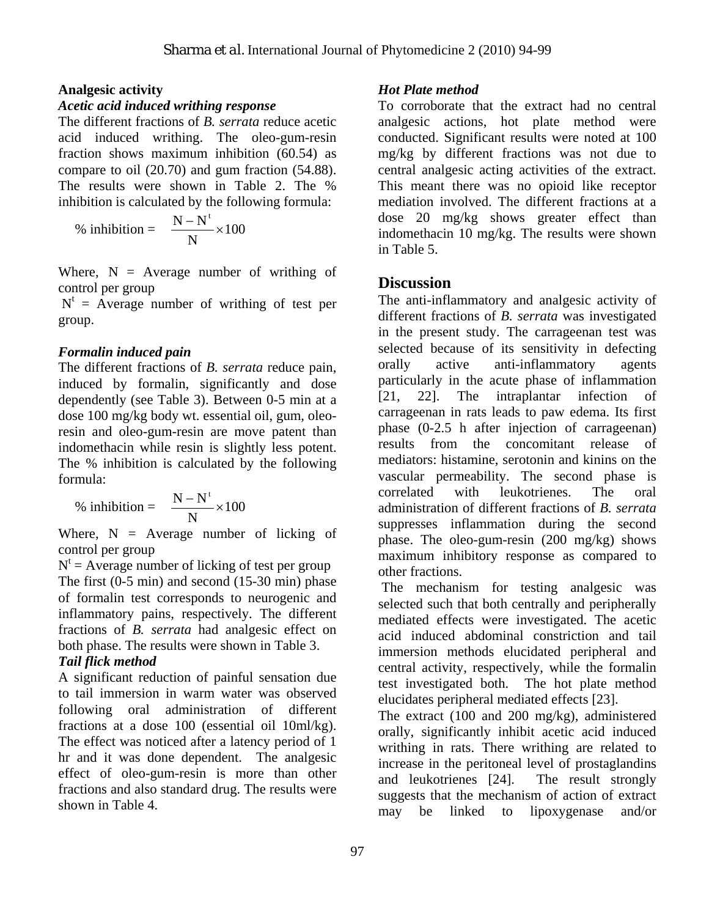## Analgesic activity

### *Acetic acid induced writhing response*

The different fractions of *B. serrata* reduce acetic acid induced writhing. The oleo-gum-resin fraction shows maximum inhibition (60.54) as compare to oil (20.70) and gum fraction (54.88). The results were shown in Table 2. The % inhibition is calculated by the following formula:

$$\% \text{ inhibition} = \frac{N - N^t}{N} \times 100$$

Where, N = Average number of writhing of control per group

$N^t$ = Average number of writhing of test per group.

### *Formalin induced pain*

The different fractions of *B. serrata* reduce pain, induced by formalin, significantly and dose dependently (see Table 3). Between 0-5 min at a dose 100 mg/kg body wt. essential oil, gum, oleo-resin and oleo-gum-resin are move patent than indomethacin while resin is slightly less potent. The % inhibition is calculated by the following formula:

$$\% \text{ inhibition} = \frac{N - N^t}{N} \times 100$$

Where, N = Average number of licking of control per group

$N^t$ = Average number of licking of test per group

The first (0-5 min) and second (15-30 min) phase of formalin test corresponds to neurogenic and inflammatory pains, respectively. The different fractions of *B. serrata* had analgesic effect on both phase. The results were shown in Table 3.

### *Tail flick method*

A significant reduction of painful sensation due to tail immersion in warm water was observed following oral administration of different fractions at a dose 100 (essential oil 10ml/kg). The effect was noticed after a latency period of 1 hr and it was done dependent. The analgesic effect of oleo-gum-resin is more than other fractions and also standard drug. The results were shown in Table 4.

### *Hot Plate method*

To corroborate that the extract had no central analgesic actions, hot plate method were conducted. Significant results were noted at 100 mg/kg by different fractions was not due to central analgesic acting activities of the extract. This meant there was no opioid like receptor mediation involved. The different fractions at a dose 20 mg/kg shows greater effect than indomethacin 10 mg/kg. The results were shown in Table 5.

## Discussion

The anti-inflammatory and analgesic activity of different fractions of *B. serrata* was investigated in the present study. The carrageenan test was selected because of its sensitivity in defecting orally active anti-inflammatory agents particularly in the acute phase of inflammation [21, 22]. The intraplantar infection of carrageenan in rats leads to paw edema. Its first phase (0-2.5 h after injection of carrageenan) results from the concomitant release of mediators: histamine, serotonin and kinins on the vascular permeability. The second phase is correlated with leukotrienes. The oral administration of different fractions of *B. serrata* suppresses inflammation during the second phase. The oleo-gum-resin (200 mg/kg) shows maximum inhibitory response as compared to other fractions.

The mechanism for testing analgesic was selected such that both centrally and peripherally mediated effects were investigated. The acetic acid induced abdominal constriction and tail immersion methods elucidated peripheral and central activity, respectively, while the formalin test investigated both. The hot plate method elucidates peripheral mediated effects [23].

The extract (100 and 200 mg/kg), administered orally, significantly inhibit acetic acid induced writhing in rats. There writhing are related to increase in the peritoneal level of prostaglandins and leukotrienes [24]. The result strongly suggests that the mechanism of action of extract may be linked to lipoxygenase and/or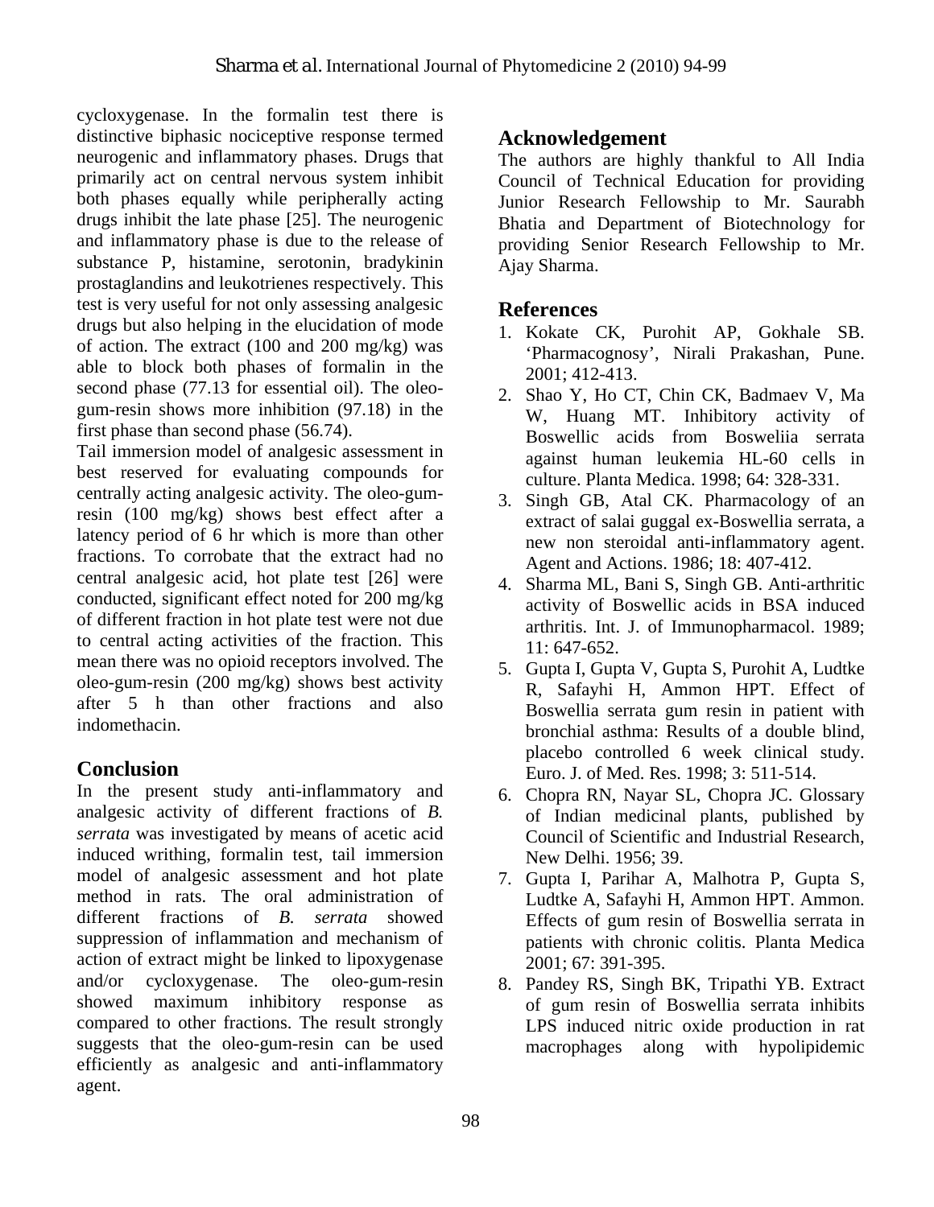cycloxygenase. In the formalin test there is distinctive biphasic nociceptive response termed neurogenic and inflammatory phases. Drugs that primarily act on central nervous system inhibit both phases equally while peripherally acting drugs inhibit the late phase [25]. The neurogenic and inflammatory phase is due to the release of substance P, histamine, serotonin, bradykinin prostaglandins and leukotrienes respectively. This test is very useful for not only assessing analgesic drugs but also helping in the elucidation of mode of action. The extract (100 and 200 mg/kg) was able to block both phases of formalin in the second phase (77.13 for essential oil). The oleo-gum-resin shows more inhibition (97.18) in the first phase than second phase (56.74).

Tail immersion model of analgesic assessment in best reserved for evaluating compounds for centrally acting analgesic activity. The oleo-gum-resin (100 mg/kg) shows best effect after a latency period of 6 hr which is more than other fractions. To corrobate that the extract had no central analgesic acid, hot plate test [26] were conducted, significant effect noted for 200 mg/kg of different fraction in hot plate test were not due to central acting activities of the fraction. This mean there was no opioid receptors involved. The oleo-gum-resin (200 mg/kg) shows best activity after 5 h than other fractions and also indomethacin.

## Conclusion

In the present study anti-inflammatory and analgesic activity of different fractions of *B. serrata* was investigated by means of acetic acid induced writhing, formalin test, tail immersion model of analgesic assessment and hot plate method in rats. The oral administration of different fractions of *B. serrata* showed suppression of inflammation and mechanism of action of extract might be linked to lipoxygenase and/or cycloxygenase. The oleo-gum-resin showed maximum inhibitory response as compared to other fractions. The result strongly suggests that the oleo-gum-resin can be used efficiently as analgesic and anti-inflammatory agent.

## Acknowledgement

The authors are highly thankful to All India Council of Technical Education for providing Junior Research Fellowship to Mr. Saurabh Bhatia and Department of Biotechnology for providing Senior Research Fellowship to Mr. Ajay Sharma.

## References

1. Kokate CK, Purohit AP, Gokhale SB. 'Pharmacognosy', Nirali Prakashan, Pune. 2001; 412-413.
2. Shao Y, Ho CT, Chin CK, Badmaev V, Ma W, Huang MT. Inhibitory activity of Boswellic acids from Bosweliia serrata against human leukemia HL-60 cells in culture. Planta Medica. 1998; 64: 328-331.
3. Singh GB, Atal CK. Pharmacology of an extract of salai guggal ex-Boswellia serrata, a new non steroidal anti-inflammatory agent. Agent and Actions. 1986; 18: 407-412.
4. Sharma ML, Bani S, Singh GB. Anti-arthritic activity of Boswellic acids in BSA induced arthritis. Int. J. of Immunopharmacol. 1989; 11: 647-652.
5. Gupta I, Gupta V, Gupta S, Purohit A, Ludtke R, Safayhi H, Ammon HPT. Effect of Boswellia serrata gum resin in patient with bronchial asthma: Results of a double blind, placebo controlled 6 week clinical study. Euro. J. of Med. Res. 1998; 3: 511-514.
6. Chopra RN, Nayar SL, Chopra JC. Glossary of Indian medicinal plants, published by Council of Scientific and Industrial Research, New Delhi. 1956; 39.
7. Gupta I, Parihar A, Malhotra P, Gupta S, Ludtke A, Safayhi H, Ammon HPT. Ammon. Effects of gum resin of Boswellia serrata in patients with chronic colitis. Planta Medica 2001; 67: 391-395.
8. Pandey RS, Singh BK, Tripathi YB. Extract of gum resin of Boswellia serrata inhibits LPS induced nitric oxide production in rat macrophages along with hypolipidemic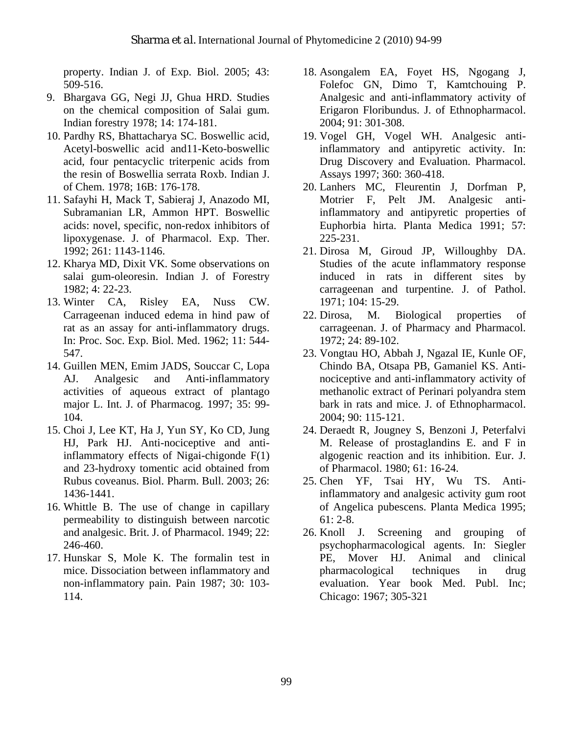property. Indian J. of Exp. Biol. 2005; 43: 509-516.

9. Bhargava GG, Negi JJ, Ghua HRD. Studies on the chemical composition of Salai gum. Indian forestry 1978; 14: 174-181.
10. Pardhy RS, Bhattacharya SC. Boswellic acid, Acetyl-boswellic acid and11-Keto-boswellic acid, four pentacyclic triterpenic acids from the resin of Boswellia serrata Roxb. Indian J. of Chem. 1978; 16B: 176-178.
11. Safayhi H, Mack T, Sabieraj J, Anazodo MI, Subramanian LR, Ammon HPT. Boswellic acids: novel, specific, non-redox inhibitors of lipoxygenase. J. of Pharmacol. Exp. Ther. 1992; 261: 1143-1146.
12. Kharya MD, Dixit VK. Some observations on salai gum-oleoresin. Indian J. of Forestry 1982; 4: 22-23.
13. Winter CA, Risley EA, Nuss CW. Carrageenan induced edema in hind paw of rat as an assay for anti-inflammatory drugs. In: Proc. Soc. Exp. Biol. Med. 1962; 11: 544-547.
14. Guillen MEN, Emim JADS, Souccar C, Lopa AJ. Analgesic and Anti-inflammatory activities of aqueous extract of plantago major L. Int. J. of Pharmacog. 1997; 35: 99-104.
15. Choi J, Lee KT, Ha J, Yun SY, Ko CD, Jung HJ, Park HJ. Anti-nociceptive and anti-inflammatory effects of Nigai-chigonde F(1) and 23-hydroxy tomentic acid obtained from Rubus coveanus. Biol. Pharm. Bull. 2003; 26: 1436-1441.
16. Whittle B. The use of change in capillary permeability to distinguish between narcotic and analgesic. Brit. J. of Pharmacol. 1949; 22: 246-460.
17. Hunskar S, Mole K. The formalin test in mice. Dissociation between inflammatory and non-inflammatory pain. Pain 1987; 30: 103-114.
18. Asongalem EA, Foyet HS, Ngogang J, Folefoc GN, Dimo T, Kamtchouing P. Analgesic and anti-inflammatory activity of Erigaron Floribundus. J. of Ethnopharmacol. 2004; 91: 301-308.
19. Vogel GH, Vogel WH. Analgesic anti-inflammatory and antipyretic activity. In: Drug Discovery and Evaluation. Pharmacol. Assays 1997; 360: 360-418.
20. Lanhers MC, Fleurentin J, Dorfman P, Motrier F, Pelt JM. Analgesic anti-inflammatory and antipyretic properties of Euphorbia hirta. Planta Medica 1991; 57: 225-231.
21. Dirosa M, Giroud JP, Willoughby DA. Studies of the acute inflammatory response induced in rats in different sites by carrageenan and turpentine. J. of Pathol. 1971; 104: 15-29.
22. Dirosa, M. Biological properties of carrageenan. J. of Pharmacy and Pharmacol. 1972; 24: 89-102.
23. Vongtau HO, Abbah J, Ngazal IE, Kunle OF, Chindo BA, Otsapa PB, Gamaniel KS. Anti-nociceptive and anti-inflammatory activity of methanolic extract of Perinari polyandra stem bark in rats and mice. J. of Ethnopharmacol. 2004; 90: 115-121.
24. Deraedt R, Jougney S, Benzoni J, Peterfalvi M. Release of prostaglandins E. and F in algogenic reaction and its inhibition. Eur. J. of Pharmacol. 1980; 61: 16-24.
25. Chen YF, Tsai HY, Wu TS. Anti-inflammatory and analgesic activity gum root of Angelica pubescens. Planta Medica 1995; 61: 2-8.
26. Knoll J. Screening and grouping of psychopharmacological agents. In: Siegler PE, Mover HJ. Animal and clinical pharmacological techniques in drug evaluation. Year book Med. Publ. Inc; Chicago: 1967; 305-321